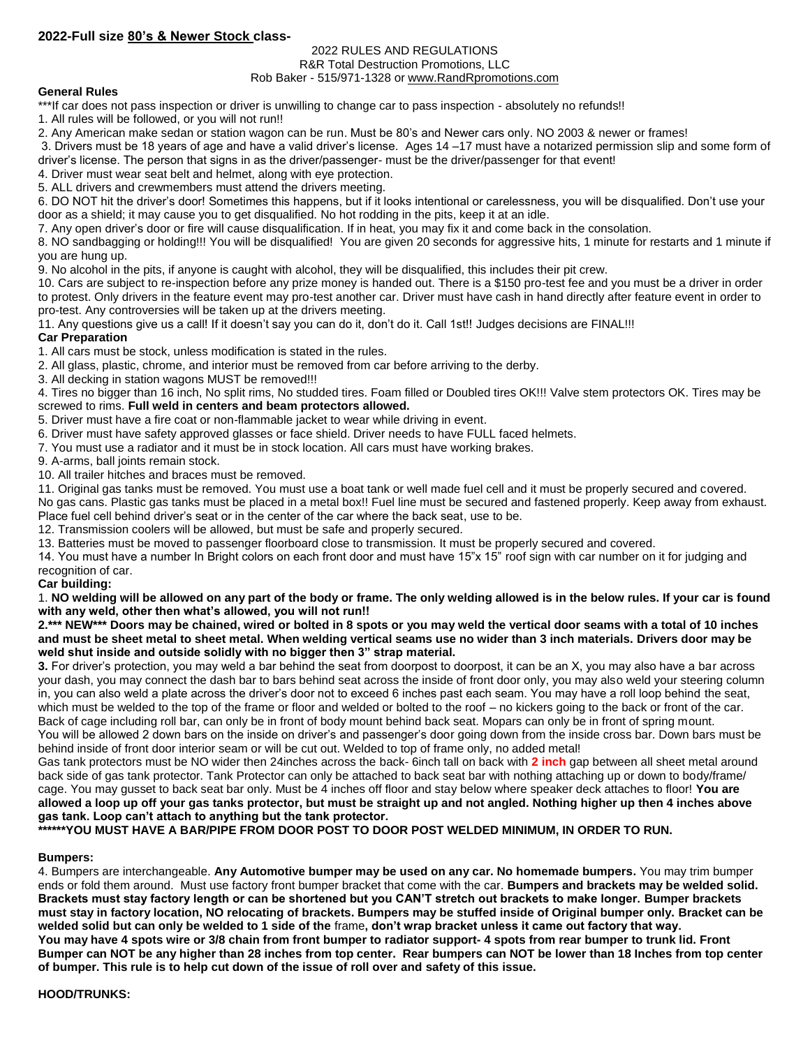## 2022-Full size 80's & Newer Stock class-

2022 RULES AND REGULATIONS
R&R Total Destruction Promotions, LLC
Rob Baker - 515/971-1328 or www.RandRpromotions.com

### General Rules

***If car does not pass inspection or driver is unwilling to change car to pass inspection - absolutely no refunds!!

1. All rules will be followed, or you will not run!!
2. Any American make sedan or station wagon can be run. Must be 80's and Newer cars only. NO 2003 & newer or frames!
3. Drivers must be 18 years of age and have a valid driver's license. Ages 14 –17 must have a notarized permission slip and some form of driver's license. The person that signs in as the driver/passenger- must be the driver/passenger for that event!
4. Driver must wear seat belt and helmet, along with eye protection.
5. ALL drivers and crewmembers must attend the drivers meeting.
6. DO NOT hit the driver's door! Sometimes this happens, but if it looks intentional or carelessness, you will be disqualified. Don't use your door as a shield; it may cause you to get disqualified. No hot rodding in the pits, keep it at an idle.
7. Any open driver's door or fire will cause disqualification. If in heat, you may fix it and come back in the consolation.
8. NO sandbagging or holding!!! You will be disqualified! You are given 20 seconds for aggressive hits, 1 minute for restarts and 1 minute if you are hung up.
9. No alcohol in the pits, if anyone is caught with alcohol, they will be disqualified, this includes their pit crew.
10. Cars are subject to re-inspection before any prize money is handed out. There is a $150 pro-test fee and you must be a driver in order to protest. Only drivers in the feature event may pro-test another car. Driver must have cash in hand directly after feature event in order to pro-test. Any controversies will be taken up at the drivers meeting.
11. Any questions give us a call! If it doesn't say you can do it, don't do it. Call 1st!! Judges decisions are FINAL!!!

### Car Preparation

1. All cars must be stock, unless modification is stated in the rules.
2. All glass, plastic, chrome, and interior must be removed from car before arriving to the derby.
3. All decking in station wagons MUST be removed!!!
4. Tires no bigger than 16 inch, No split rims, No studded tires. Foam filled or Doubled tires OK!!! Valve stem protectors OK. Tires may be screwed to rims. **Full weld in centers and beam protectors allowed.**
5. Driver must have a fire coat or non-flammable jacket to wear while driving in event.
6. Driver must have safety approved glasses or face shield. Driver needs to have FULL faced helmets.
7. You must use a radiator and it must be in stock location. All cars must have working brakes.
9. A-arms, ball joints remain stock.
10. All trailer hitches and braces must be removed.
11. Original gas tanks must be removed. You must use a boat tank or well made fuel cell and it must be properly secured and covered. No gas cans. Plastic gas tanks must be placed in a metal box!! Fuel line must be secured and fastened properly. Keep away from exhaust. Place fuel cell behind driver's seat or in the center of the car where the back seat, use to be.
12. Transmission coolers will be allowed, but must be safe and properly secured.
13. Batteries must be moved to passenger floorboard close to transmission. It must be properly secured and covered.
14. You must have a number In Bright colors on each front door and must have 15"x 15" roof sign with car number on it for judging and recognition of car.

### Car building:

1. **NO welding will be allowed on any part of the body or frame. The only welding allowed is in the below rules. If your car is found with any weld, other then what's allowed, you will not run!!**

2. **\*\*\* NEW\*\*\* Doors may be chained, wired or bolted in 8 spots or you may weld the vertical door seams with a total of 10 inches and must be sheet metal to sheet metal. When welding vertical seams use no wider than 3 inch materials. Drivers door may be weld shut inside and outside solidly with no bigger then 3" strap material.**

**3.** For driver's protection, you may weld a bar behind the seat from doorpost to doorpost, it can be an X, you may also have a bar across your dash, you may connect the dash bar to bars behind seat across the inside of front door only, you may also weld your steering column in, you can also weld a plate across the driver's door not to exceed 6 inches past each seam. You may have a roll loop behind the seat, which must be welded to the top of the frame or floor and welded or bolted to the roof – no kickers going to the back or front of the car. Back of cage including roll bar, can only be in front of body mount behind back seat. Mopars can only be in front of spring mount.
You will be allowed 2 down bars on the inside on driver's and passenger's door going down from the inside cross bar. Down bars must be behind inside of front door interior seam or will be cut out. Welded to top of frame only, no added metal!
Gas tank protectors must be NO wider then 24inches across the back- 6inch tall on back with **2 inch** gap between all sheet metal around back side of gas tank protector. Tank Protector can only be attached to back seat bar with nothing attaching up or down to body/frame/ cage. You may gusset to back seat bar only. Must be 4 inches off floor and stay below where speaker deck attaches to floor! **You are allowed a loop up off your gas tanks protector, but must be straight up and not angled. Nothing higher up then 4 inches above gas tank. Loop can't attach to anything but the tank protector.**

**\*\*\*\*\*\*YOU MUST HAVE A BAR/PIPE FROM DOOR POST TO DOOR POST WELDED MINIMUM, IN ORDER TO RUN.**

### Bumpers:

4. Bumpers are interchangeable. **Any Automotive bumper may be used on any car. No homemade bumpers.** You may trim bumper ends or fold them around. Must use factory front bumper bracket that come with the car. **Bumpers and brackets may be welded solid. Brackets must stay factory length or can be shortened but you CAN'T stretch out brackets to make longer. Bumper brackets must stay in factory location, NO relocating of brackets. Bumpers may be stuffed inside of Original bumper only. Bracket can be welded solid but can only be welded to 1 side of the** frame**, don't wrap bracket unless it came out factory that way.**
**You may have 4 spots wire or 3/8 chain from front bumper to radiator support- 4 spots from rear bumper to trunk lid. Front Bumper can NOT be any higher than 28 inches from top center. Rear bumpers can NOT be lower than 18 Inches from top center of bumper. This rule is to help cut down of the issue of roll over and safety of this issue.**

### HOOD/TRUNKS: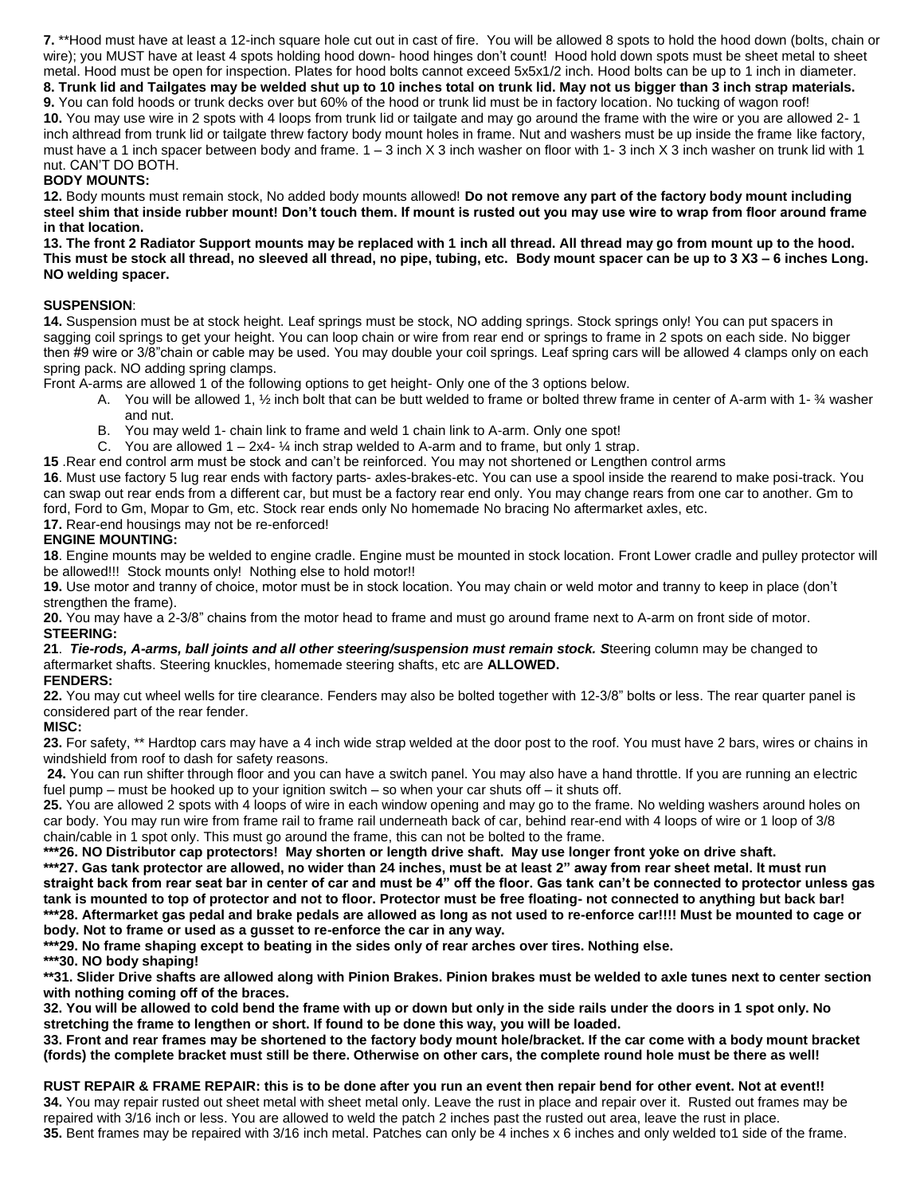**7.** **Hood must have at least a 12-inch square hole cut out in cast of fire. You will be allowed 8 spots to hold the hood down (bolts, chain or wire); you MUST have at least 4 spots holding hood down- hood hinges don't count! Hood hold down spots must be sheet metal to sheet metal. Hood must be open for inspection. Plates for hood bolts cannot exceed 5x5x1/2 inch. Hood bolts can be up to 1 inch in diameter.

**8. Trunk lid and Tailgates may be welded shut up to 10 inches total on trunk lid. May not us bigger than 3 inch strap materials.**

**9.** You can fold hoods or trunk decks over but 60% of the hood or trunk lid must be in factory location. No tucking of wagon roof!

**10.** You may use wire in 2 spots with 4 loops from trunk lid or tailgate and may go around the frame with the wire or you are allowed 2- 1 inch althread from trunk lid or tailgate threw factory body mount holes in frame. Nut and washers must be up inside the frame like factory, must have a 1 inch spacer between body and frame. 1 – 3 inch X 3 inch washer on floor with 1- 3 inch X 3 inch washer on trunk lid with 1 nut. CAN'T DO BOTH.

**BODY MOUNTS:**

**12.** Body mounts must remain stock, No added body mounts allowed! **Do not remove any part of the factory body mount including steel shim that inside rubber mount! Don't touch them. If mount is rusted out you may use wire to wrap from floor around frame in that location.**

**13. The front 2 Radiator Support mounts may be replaced with 1 inch all thread. All thread may go from mount up to the hood. This must be stock all thread, no sleeved all thread, no pipe, tubing, etc. Body mount spacer can be up to 3 X3 – 6 inches Long. NO welding spacer.**

**SUSPENSION**:

**14.** Suspension must be at stock height. Leaf springs must be stock, NO adding springs. Stock springs only! You can put spacers in sagging coil springs to get your height. You can loop chain or wire from rear end or springs to frame in 2 spots on each side. No bigger then #9 wire or 3/8"chain or cable may be used. You may double your coil springs. Leaf spring cars will be allowed 4 clamps only on each spring pack. NO adding spring clamps.

Front A-arms are allowed 1 of the following options to get height- Only one of the 3 options below.

A. You will be allowed 1, ½ inch bolt that can be butt welded to frame or bolted threw frame in center of A-arm with 1- ¾ washer and nut.
B. You may weld 1- chain link to frame and weld 1 chain link to A-arm. Only one spot!
C. You are allowed 1 – 2x4- ¼ inch strap welded to A-arm and to frame, but only 1 strap.

**15** .Rear end control arm must be stock and can't be reinforced. You may not shortened or Lengthen control arms

**16**. Must use factory 5 lug rear ends with factory parts- axles-brakes-etc. You can use a spool inside the rearend to make posi-track. You can swap out rear ends from a different car, but must be a factory rear end only. You may change rears from one car to another. Gm to ford, Ford to Gm, Mopar to Gm, etc. Stock rear ends only No homemade No bracing No aftermarket axles, etc.

**17.** Rear-end housings may not be re-enforced!

**ENGINE MOUNTING:**

**18**. Engine mounts may be welded to engine cradle. Engine must be mounted in stock location. Front Lower cradle and pulley protector will be allowed!!! Stock mounts only! Nothing else to hold motor!!

**19.** Use motor and tranny of choice, motor must be in stock location. You may chain or weld motor and tranny to keep in place (don't strengthen the frame).

**20.** You may have a 2-3/8" chains from the motor head to frame and must go around frame next to A-arm on front side of motor.

**STEERING:**

**21**. ***Tie-rods, A-arms, ball joints and all other steering/suspension must remain stock. S***teering column may be changed to aftermarket shafts. Steering knuckles, homemade steering shafts, etc are **ALLOWED.**

**FENDERS:**

**22.** You may cut wheel wells for tire clearance. Fenders may also be bolted together with 12-3/8" bolts or less. The rear quarter panel is considered part of the rear fender.

**MISC:**

**23.** For safety, ** Hardtop cars may have a 4 inch wide strap welded at the door post to the roof. You must have 2 bars, wires or chains in windshield from roof to dash for safety reasons.

**24.** You can run shifter through floor and you can have a switch panel. You may also have a hand throttle. If you are running an electric fuel pump – must be hooked up to your ignition switch – so when your car shuts off – it shuts off.

**25.** You are allowed 2 spots with 4 loops of wire in each window opening and may go to the frame. No welding washers around holes on car body. You may run wire from frame rail to frame rail underneath back of car, behind rear-end with 4 loops of wire or 1 loop of 3/8 chain/cable in 1 spot only. This must go around the frame, this can not be bolted to the frame.

**\*\*\*26. NO Distributor cap protectors! May shorten or length drive shaft. May use longer front yoke on drive shaft.**

**\*\*\*27. Gas tank protector are allowed, no wider than 24 inches, must be at least 2" away from rear sheet metal. It must run straight back from rear seat bar in center of car and must be 4" off the floor. Gas tank can't be connected to protector unless gas tank is mounted to top of protector and not to floor. Protector must be free floating- not connected to anything but back bar!**

**\*\*\*28. Aftermarket gas pedal and brake pedals are allowed as long as not used to re-enforce car!!!! Must be mounted to cage or body. Not to frame or used as a gusset to re-enforce the car in any way.**

**\*\*\*29. No frame shaping except to beating in the sides only of rear arches over tires. Nothing else.**

**\*\*\*30. NO body shaping!**

**\*\*31. Slider Drive shafts are allowed along with Pinion Brakes. Pinion brakes must be welded to axle tunes next to center section with nothing coming off of the braces.**

**32. You will be allowed to cold bend the frame with up or down but only in the side rails under the doors in 1 spot only. No stretching the frame to lengthen or short. If found to be done this way, you will be loaded.**

**33. Front and rear frames may be shortened to the factory body mount hole/bracket. If the car come with a body mount bracket (fords) the complete bracket must still be there. Otherwise on other cars, the complete round hole must be there as well!**

**RUST REPAIR & FRAME REPAIR: this is to be done after you run an event then repair bend for other event. Not at event!!**

**34.** You may repair rusted out sheet metal with sheet metal only. Leave the rust in place and repair over it. Rusted out frames may be repaired with 3/16 inch or less. You are allowed to weld the patch 2 inches past the rusted out area, leave the rust in place.

**35.** Bent frames may be repaired with 3/16 inch metal. Patches can only be 4 inches x 6 inches and only welded to1 side of the frame.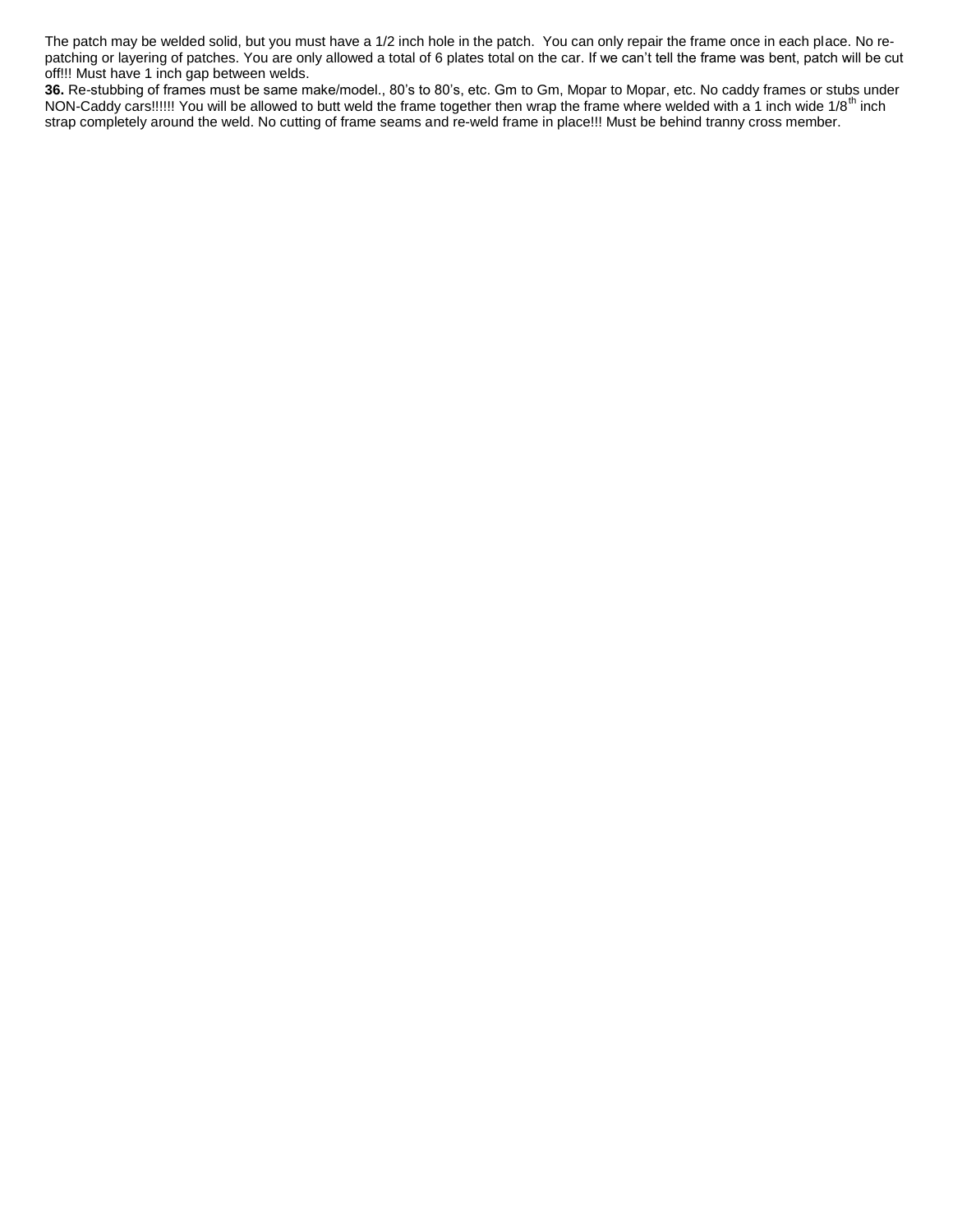The patch may be welded solid, but you must have a 1/2 inch hole in the patch. You can only repair the frame once in each place. No re-patching or layering of patches. You are only allowed a total of 6 plates total on the car. If we can't tell the frame was bent, patch will be cut off!!! Must have 1 inch gap between welds.

**36.** Re-stubbing of frames must be same make/model., 80's to 80's, etc. Gm to Gm, Mopar to Mopar, etc. No caddy frames or stubs under NON-Caddy cars!!!!!! You will be allowed to butt weld the frame together then wrap the frame where welded with a 1 inch wide 1/8th inch strap completely around the weld. No cutting of frame seams and re-weld frame in place!!! Must be behind tranny cross member.